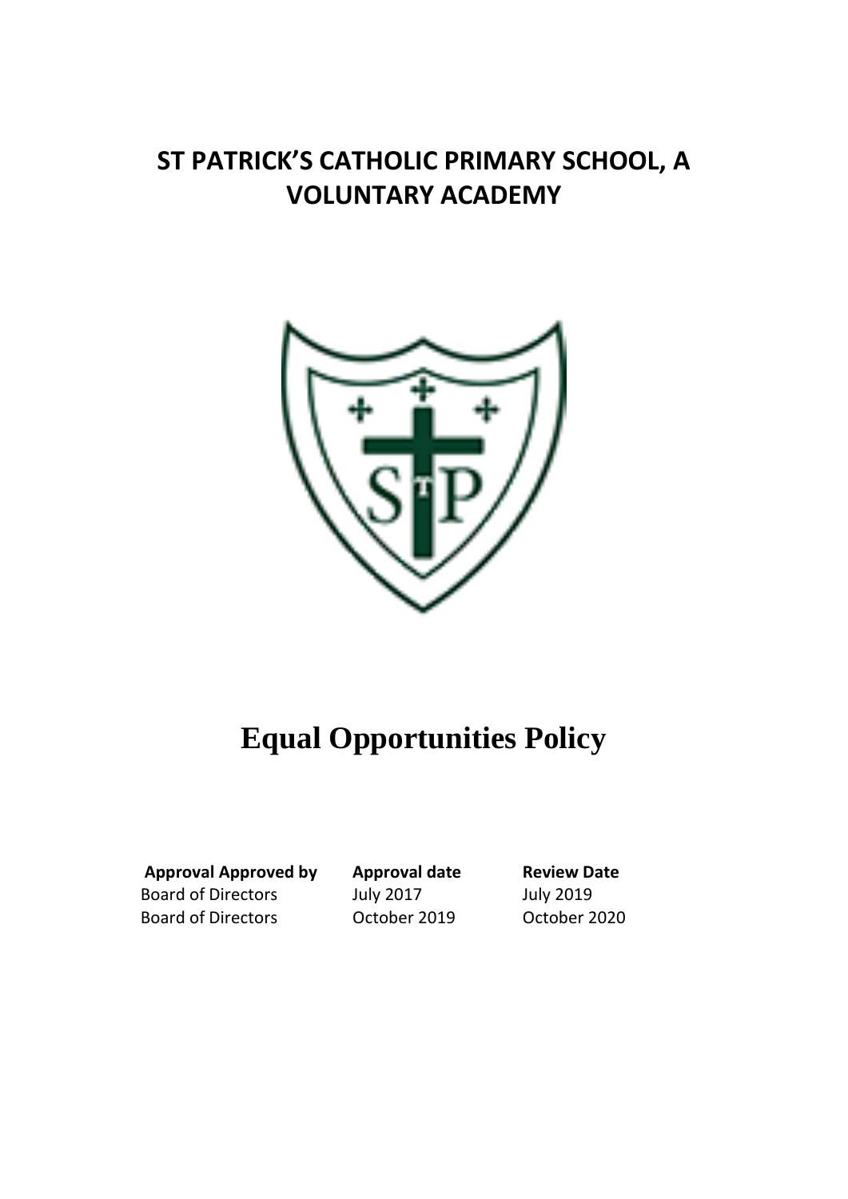# ST PATRICK'S CATHOLIC PRIMARY SCHOOL, A VOLUNTARY ACADEMY

# Equal Opportunities Policy

| Approval Approved by | Approval date | Review Date |
| --- | --- | --- |
| Board of Directors | July 2017 | July 2019 |
| Board of Directors | October 2019 | October 2020 |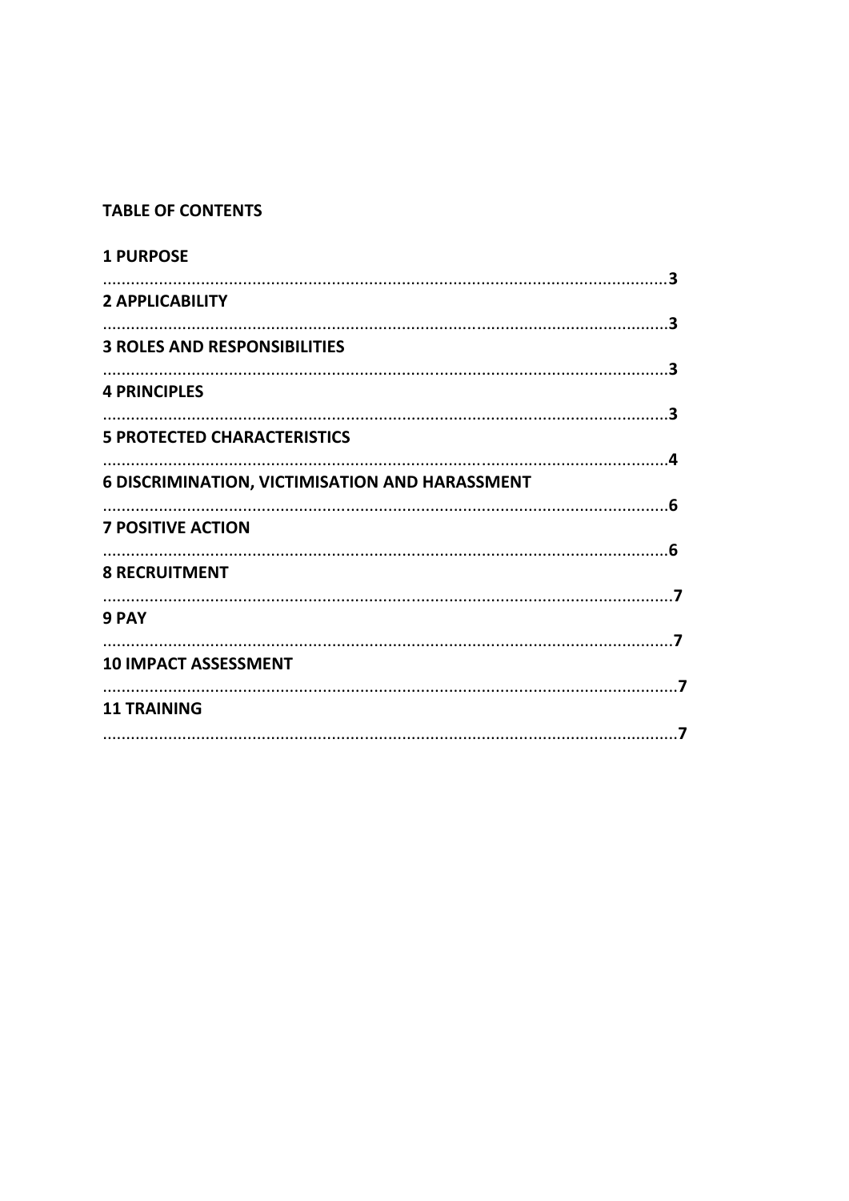**TABLE OF CONTENTS**

**1 PURPOSE** .......... **3**

**2 APPLICABILITY** .......... **3**

**3 ROLES AND RESPONSIBILITIES** .......... **3**

**4 PRINCIPLES** .......... **3**

**5 PROTECTED CHARACTERISTICS** .......... **4**

**6 DISCRIMINATION, VICTIMISATION AND HARASSMENT** .......... **6**

**7 POSITIVE ACTION** .......... **6**

**8 RECRUITMENT** .......... **7**

**9 PAY** .......... **7**

**10 IMPACT ASSESSMENT** .......... **7**

**11 TRAINING** .......... **7**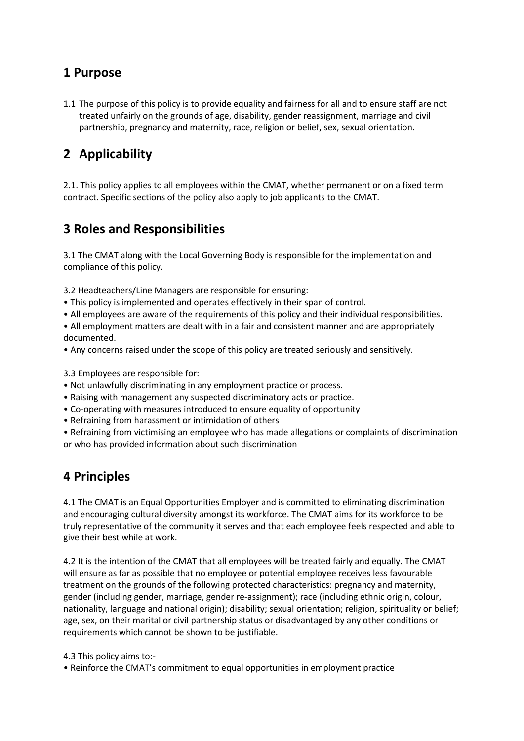## 1 Purpose

1.1 The purpose of this policy is to provide equality and fairness for all and to ensure staff are not treated unfairly on the grounds of age, disability, gender reassignment, marriage and civil partnership, pregnancy and maternity, race, religion or belief, sex, sexual orientation.

## 2 Applicability

2.1. This policy applies to all employees within the CMAT, whether permanent or on a fixed term contract. Specific sections of the policy also apply to job applicants to the CMAT.

## 3 Roles and Responsibilities

3.1 The CMAT along with the Local Governing Body is responsible for the implementation and compliance of this policy.

3.2 Headteachers/Line Managers are responsible for ensuring:

- This policy is implemented and operates effectively in their span of control.
- All employees are aware of the requirements of this policy and their individual responsibilities.
- All employment matters are dealt with in a fair and consistent manner and are appropriately documented.
- Any concerns raised under the scope of this policy are treated seriously and sensitively.

3.3 Employees are responsible for:

- Not unlawfully discriminating in any employment practice or process.
- Raising with management any suspected discriminatory acts or practice.
- Co-operating with measures introduced to ensure equality of opportunity
- Refraining from harassment or intimidation of others
- Refraining from victimising an employee who has made allegations or complaints of discrimination or who has provided information about such discrimination

## 4 Principles

4.1 The CMAT is an Equal Opportunities Employer and is committed to eliminating discrimination and encouraging cultural diversity amongst its workforce. The CMAT aims for its workforce to be truly representative of the community it serves and that each employee feels respected and able to give their best while at work.

4.2 It is the intention of the CMAT that all employees will be treated fairly and equally. The CMAT will ensure as far as possible that no employee or potential employee receives less favourable treatment on the grounds of the following protected characteristics: pregnancy and maternity, gender (including gender, marriage, gender re-assignment); race (including ethnic origin, colour, nationality, language and national origin); disability; sexual orientation; religion, spirituality or belief; age, sex, on their marital or civil partnership status or disadvantaged by any other conditions or requirements which cannot be shown to be justifiable.

4.3 This policy aims to:-

- Reinforce the CMAT's commitment to equal opportunities in employment practice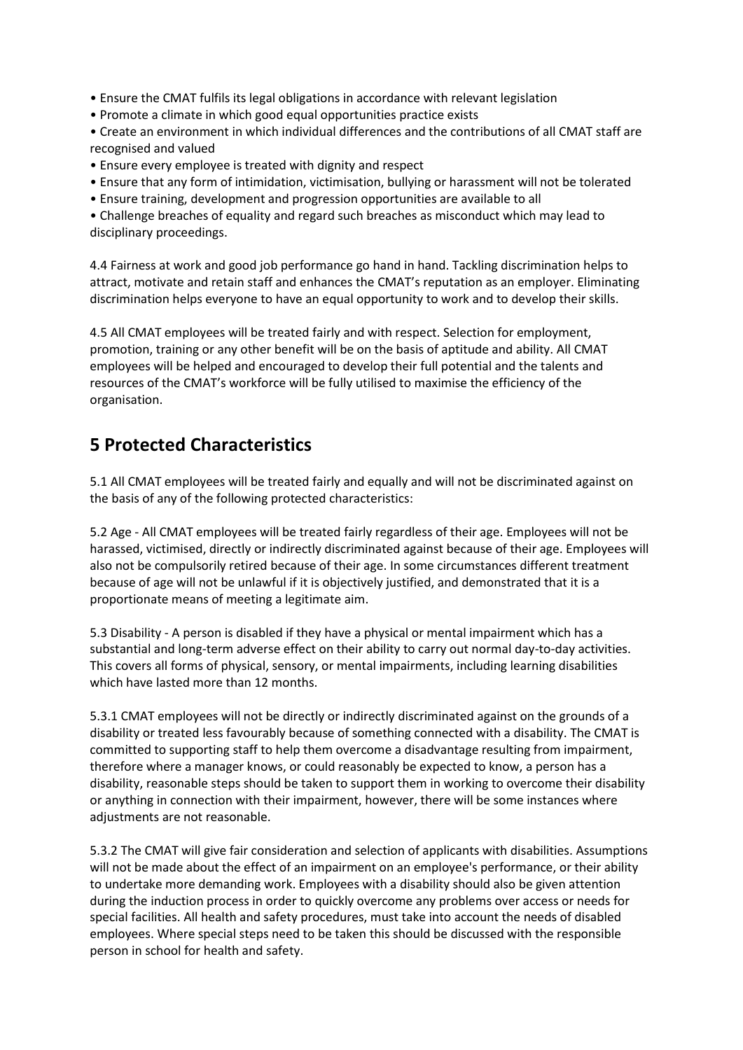- Ensure the CMAT fulfils its legal obligations in accordance with relevant legislation
- Promote a climate in which good equal opportunities practice exists
- Create an environment in which individual differences and the contributions of all CMAT staff are recognised and valued
- Ensure every employee is treated with dignity and respect
- Ensure that any form of intimidation, victimisation, bullying or harassment will not be tolerated
- Ensure training, development and progression opportunities are available to all
- Challenge breaches of equality and regard such breaches as misconduct which may lead to disciplinary proceedings.

4.4 Fairness at work and good job performance go hand in hand. Tackling discrimination helps to attract, motivate and retain staff and enhances the CMAT's reputation as an employer. Eliminating discrimination helps everyone to have an equal opportunity to work and to develop their skills.

4.5 All CMAT employees will be treated fairly and with respect. Selection for employment, promotion, training or any other benefit will be on the basis of aptitude and ability. All CMAT employees will be helped and encouraged to develop their full potential and the talents and resources of the CMAT's workforce will be fully utilised to maximise the efficiency of the organisation.

## 5 Protected Characteristics

5.1 All CMAT employees will be treated fairly and equally and will not be discriminated against on the basis of any of the following protected characteristics:

5.2 Age - All CMAT employees will be treated fairly regardless of their age. Employees will not be harassed, victimised, directly or indirectly discriminated against because of their age. Employees will also not be compulsorily retired because of their age. In some circumstances different treatment because of age will not be unlawful if it is objectively justified, and demonstrated that it is a proportionate means of meeting a legitimate aim.

5.3 Disability - A person is disabled if they have a physical or mental impairment which has a substantial and long-term adverse effect on their ability to carry out normal day-to-day activities. This covers all forms of physical, sensory, or mental impairments, including learning disabilities which have lasted more than 12 months.

5.3.1 CMAT employees will not be directly or indirectly discriminated against on the grounds of a disability or treated less favourably because of something connected with a disability. The CMAT is committed to supporting staff to help them overcome a disadvantage resulting from impairment, therefore where a manager knows, or could reasonably be expected to know, a person has a disability, reasonable steps should be taken to support them in working to overcome their disability or anything in connection with their impairment, however, there will be some instances where adjustments are not reasonable.

5.3.2 The CMAT will give fair consideration and selection of applicants with disabilities. Assumptions will not be made about the effect of an impairment on an employee's performance, or their ability to undertake more demanding work. Employees with a disability should also be given attention during the induction process in order to quickly overcome any problems over access or needs for special facilities. All health and safety procedures, must take into account the needs of disabled employees. Where special steps need to be taken this should be discussed with the responsible person in school for health and safety.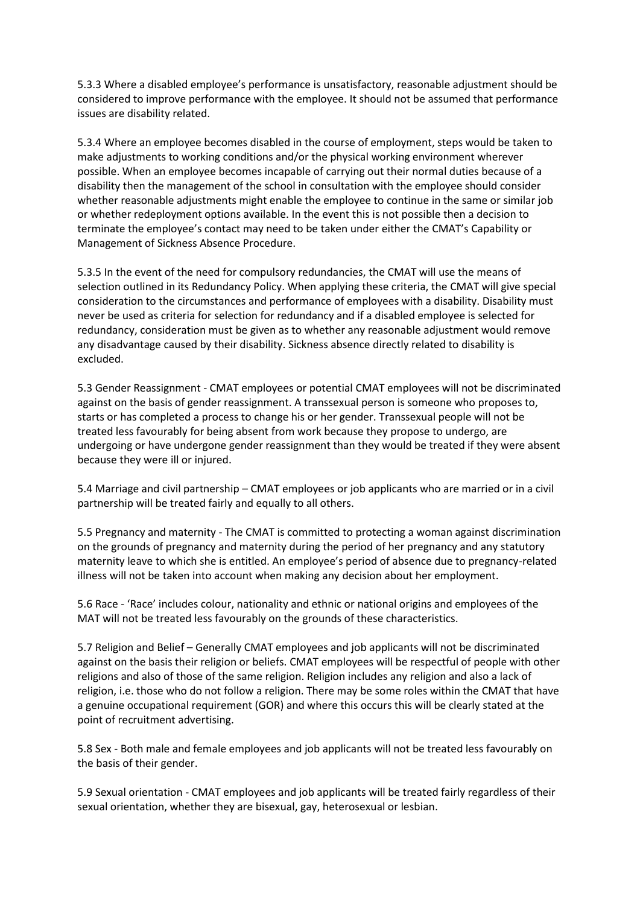5.3.3 Where a disabled employee's performance is unsatisfactory, reasonable adjustment should be considered to improve performance with the employee. It should not be assumed that performance issues are disability related.

5.3.4 Where an employee becomes disabled in the course of employment, steps would be taken to make adjustments to working conditions and/or the physical working environment wherever possible. When an employee becomes incapable of carrying out their normal duties because of a disability then the management of the school in consultation with the employee should consider whether reasonable adjustments might enable the employee to continue in the same or similar job or whether redeployment options available. In the event this is not possible then a decision to terminate the employee's contact may need to be taken under either the CMAT's Capability or Management of Sickness Absence Procedure.

5.3.5 In the event of the need for compulsory redundancies, the CMAT will use the means of selection outlined in its Redundancy Policy. When applying these criteria, the CMAT will give special consideration to the circumstances and performance of employees with a disability. Disability must never be used as criteria for selection for redundancy and if a disabled employee is selected for redundancy, consideration must be given as to whether any reasonable adjustment would remove any disadvantage caused by their disability. Sickness absence directly related to disability is excluded.

5.3 Gender Reassignment - CMAT employees or potential CMAT employees will not be discriminated against on the basis of gender reassignment. A transsexual person is someone who proposes to, starts or has completed a process to change his or her gender. Transsexual people will not be treated less favourably for being absent from work because they propose to undergo, are undergoing or have undergone gender reassignment than they would be treated if they were absent because they were ill or injured.

5.4 Marriage and civil partnership – CMAT employees or job applicants who are married or in a civil partnership will be treated fairly and equally to all others.

5.5 Pregnancy and maternity - The CMAT is committed to protecting a woman against discrimination on the grounds of pregnancy and maternity during the period of her pregnancy and any statutory maternity leave to which she is entitled. An employee's period of absence due to pregnancy-related illness will not be taken into account when making any decision about her employment.

5.6 Race - 'Race' includes colour, nationality and ethnic or national origins and employees of the MAT will not be treated less favourably on the grounds of these characteristics.

5.7 Religion and Belief – Generally CMAT employees and job applicants will not be discriminated against on the basis their religion or beliefs. CMAT employees will be respectful of people with other religions and also of those of the same religion. Religion includes any religion and also a lack of religion, i.e. those who do not follow a religion. There may be some roles within the CMAT that have a genuine occupational requirement (GOR) and where this occurs this will be clearly stated at the point of recruitment advertising.

5.8 Sex - Both male and female employees and job applicants will not be treated less favourably on the basis of their gender.

5.9 Sexual orientation - CMAT employees and job applicants will be treated fairly regardless of their sexual orientation, whether they are bisexual, gay, heterosexual or lesbian.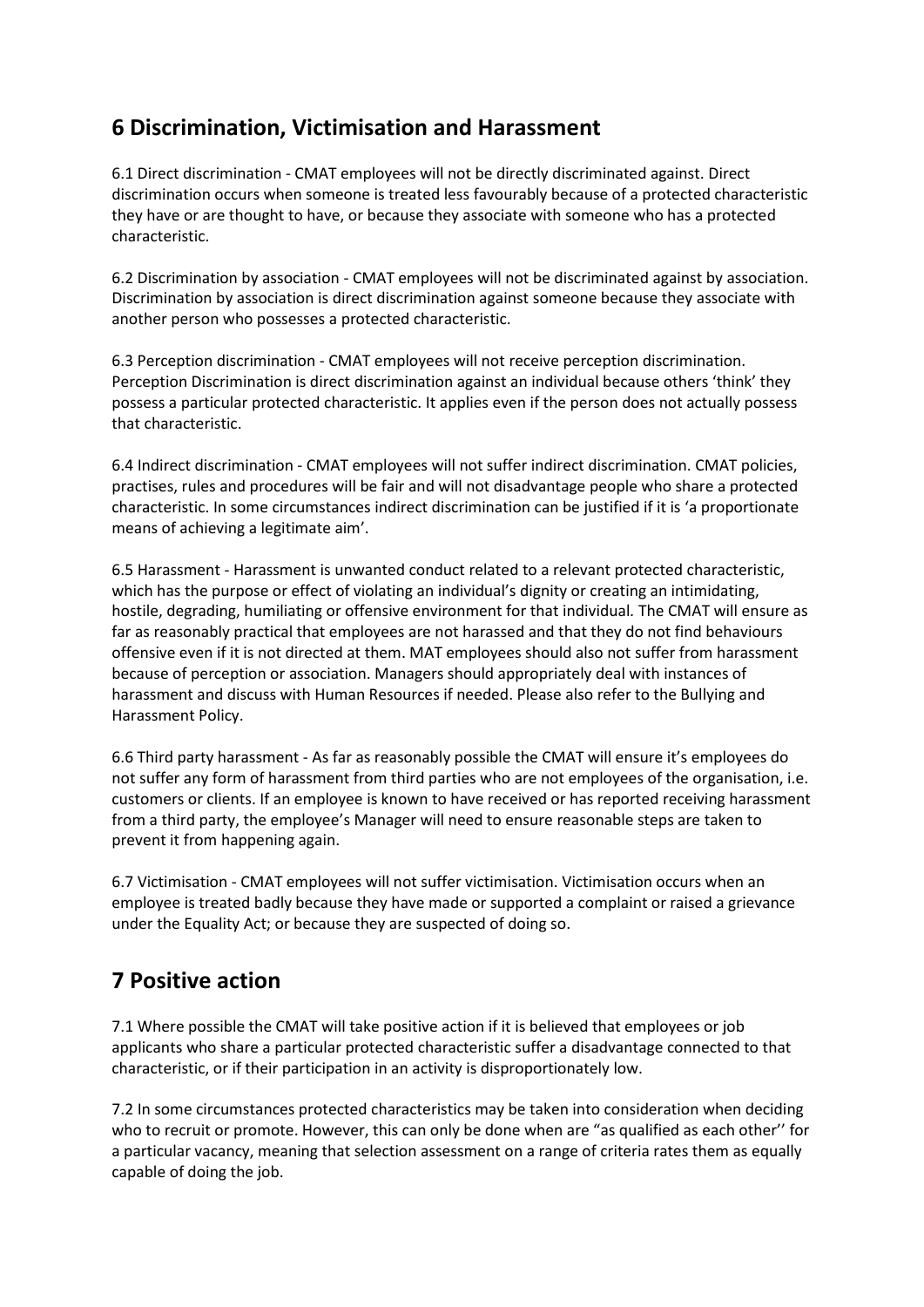## 6 Discrimination, Victimisation and Harassment

6.1 Direct discrimination - CMAT employees will not be directly discriminated against. Direct discrimination occurs when someone is treated less favourably because of a protected characteristic they have or are thought to have, or because they associate with someone who has a protected characteristic.

6.2 Discrimination by association - CMAT employees will not be discriminated against by association. Discrimination by association is direct discrimination against someone because they associate with another person who possesses a protected characteristic.

6.3 Perception discrimination - CMAT employees will not receive perception discrimination. Perception Discrimination is direct discrimination against an individual because others 'think' they possess a particular protected characteristic. It applies even if the person does not actually possess that characteristic.

6.4 Indirect discrimination - CMAT employees will not suffer indirect discrimination. CMAT policies, practises, rules and procedures will be fair and will not disadvantage people who share a protected characteristic. In some circumstances indirect discrimination can be justified if it is 'a proportionate means of achieving a legitimate aim'.

6.5 Harassment - Harassment is unwanted conduct related to a relevant protected characteristic, which has the purpose or effect of violating an individual's dignity or creating an intimidating, hostile, degrading, humiliating or offensive environment for that individual. The CMAT will ensure as far as reasonably practical that employees are not harassed and that they do not find behaviours offensive even if it is not directed at them. MAT employees should also not suffer from harassment because of perception or association. Managers should appropriately deal with instances of harassment and discuss with Human Resources if needed. Please also refer to the Bullying and Harassment Policy.

6.6 Third party harassment - As far as reasonably possible the CMAT will ensure it's employees do not suffer any form of harassment from third parties who are not employees of the organisation, i.e. customers or clients. If an employee is known to have received or has reported receiving harassment from a third party, the employee's Manager will need to ensure reasonable steps are taken to prevent it from happening again.

6.7 Victimisation - CMAT employees will not suffer victimisation. Victimisation occurs when an employee is treated badly because they have made or supported a complaint or raised a grievance under the Equality Act; or because they are suspected of doing so.

## 7 Positive action

7.1 Where possible the CMAT will take positive action if it is believed that employees or job applicants who share a particular protected characteristic suffer a disadvantage connected to that characteristic, or if their participation in an activity is disproportionately low.

7.2 In some circumstances protected characteristics may be taken into consideration when deciding who to recruit or promote. However, this can only be done when are "as qualified as each other'' for a particular vacancy, meaning that selection assessment on a range of criteria rates them as equally capable of doing the job.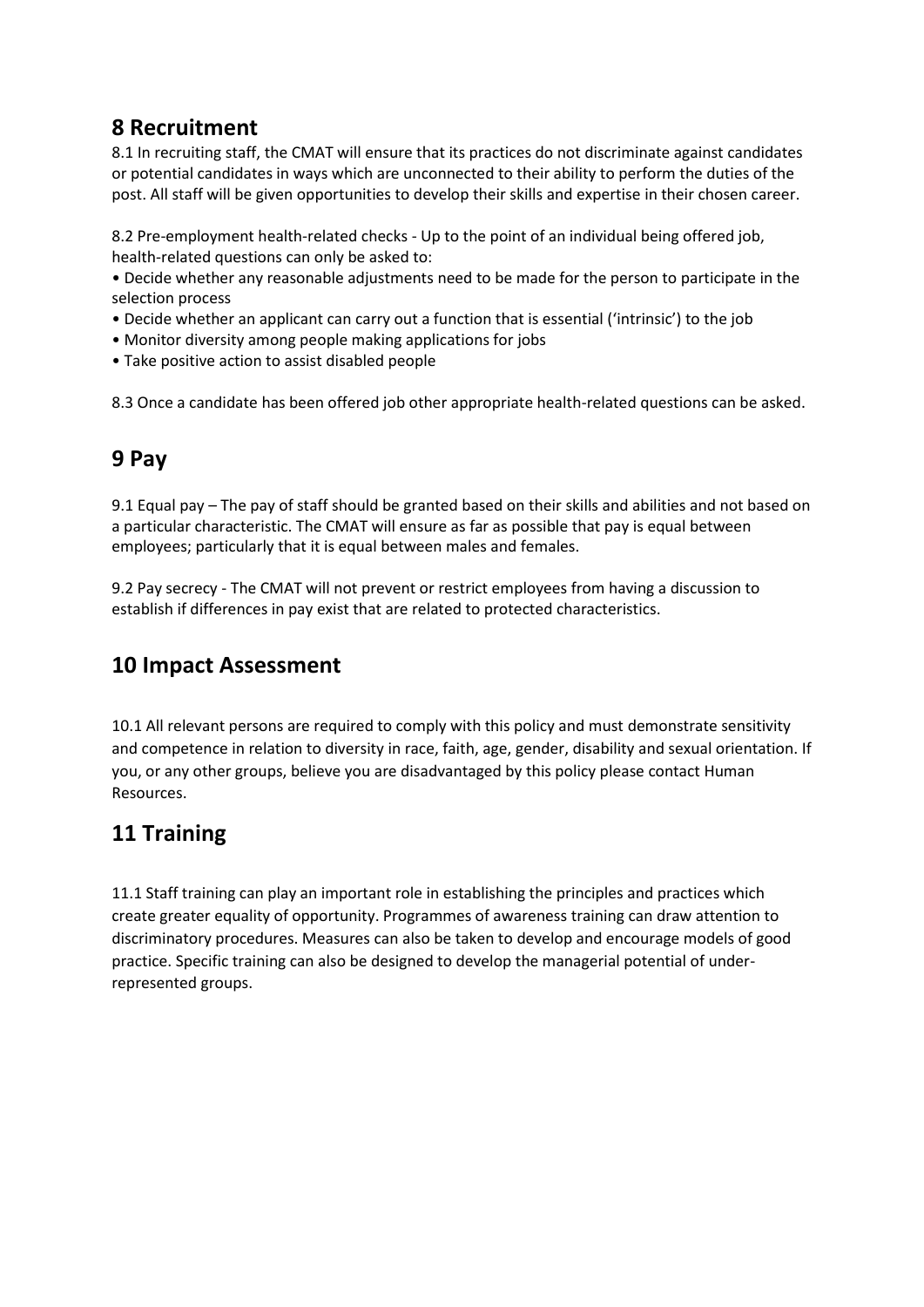## 8 Recruitment

8.1 In recruiting staff, the CMAT will ensure that its practices do not discriminate against candidates or potential candidates in ways which are unconnected to their ability to perform the duties of the post. All staff will be given opportunities to develop their skills and expertise in their chosen career.

8.2 Pre-employment health-related checks - Up to the point of an individual being offered job, health-related questions can only be asked to:

- Decide whether any reasonable adjustments need to be made for the person to participate in the selection process
- Decide whether an applicant can carry out a function that is essential ('intrinsic') to the job
- Monitor diversity among people making applications for jobs
- Take positive action to assist disabled people

8.3 Once a candidate has been offered job other appropriate health-related questions can be asked.

## 9 Pay

9.1 Equal pay – The pay of staff should be granted based on their skills and abilities and not based on a particular characteristic. The CMAT will ensure as far as possible that pay is equal between employees; particularly that it is equal between males and females.

9.2 Pay secrecy - The CMAT will not prevent or restrict employees from having a discussion to establish if differences in pay exist that are related to protected characteristics.

## 10 Impact Assessment

10.1 All relevant persons are required to comply with this policy and must demonstrate sensitivity and competence in relation to diversity in race, faith, age, gender, disability and sexual orientation. If you, or any other groups, believe you are disadvantaged by this policy please contact Human Resources.

## 11 Training

11.1 Staff training can play an important role in establishing the principles and practices which create greater equality of opportunity. Programmes of awareness training can draw attention to discriminatory procedures. Measures can also be taken to develop and encourage models of good practice. Specific training can also be designed to develop the managerial potential of under-represented groups.